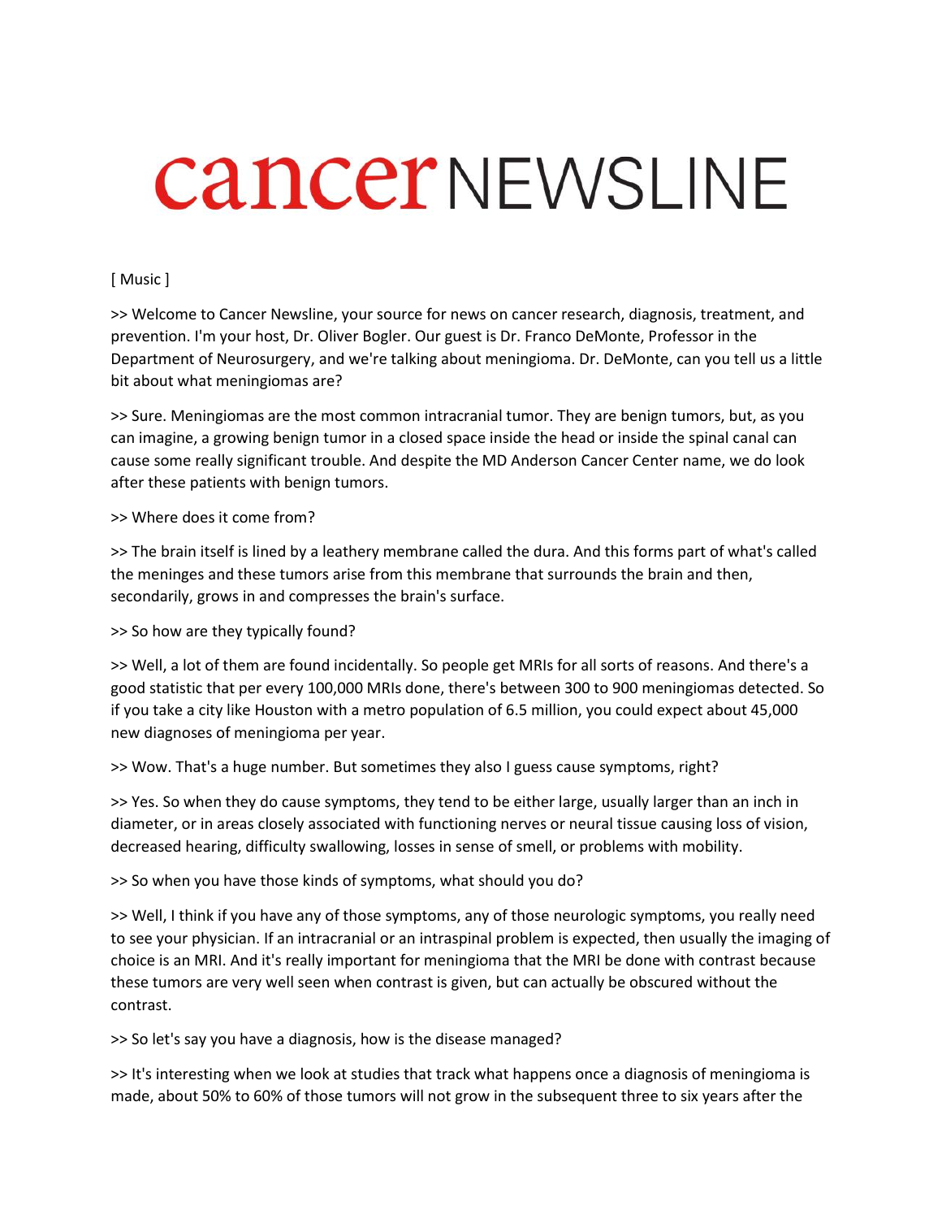# cancer NEWSLINE

[ Music ]

>> Welcome to Cancer Newsline, your source for news on cancer research, diagnosis, treatment, and prevention. I'm your host, Dr. Oliver Bogler. Our guest is Dr. Franco DeMonte, Professor in the Department of Neurosurgery, and we're talking about meningioma. Dr. DeMonte, can you tell us a little bit about what meningiomas are?

>> Sure. Meningiomas are the most common intracranial tumor. They are benign tumors, but, as you can imagine, a growing benign tumor in a closed space inside the head or inside the spinal canal can cause some really significant trouble. And despite the MD Anderson Cancer Center name, we do look after these patients with benign tumors.

>> Where does it come from?

>> The brain itself is lined by a leathery membrane called the dura. And this forms part of what's called the meninges and these tumors arise from this membrane that surrounds the brain and then, secondarily, grows in and compresses the brain's surface.

>> So how are they typically found?

>> Well, a lot of them are found incidentally. So people get MRIs for all sorts of reasons. And there's a good statistic that per every 100,000 MRIs done, there's between 300 to 900 meningiomas detected. So if you take a city like Houston with a metro population of 6.5 million, you could expect about 45,000 new diagnoses of meningioma per year.

>> Wow. That's a huge number. But sometimes they also I guess cause symptoms, right?

>> Yes. So when they do cause symptoms, they tend to be either large, usually larger than an inch in diameter, or in areas closely associated with functioning nerves or neural tissue causing loss of vision, decreased hearing, difficulty swallowing, losses in sense of smell, or problems with mobility.

>> So when you have those kinds of symptoms, what should you do?

>> Well, I think if you have any of those symptoms, any of those neurologic symptoms, you really need to see your physician. If an intracranial or an intraspinal problem is expected, then usually the imaging of choice is an MRI. And it's really important for meningioma that the MRI be done with contrast because these tumors are very well seen when contrast is given, but can actually be obscured without the contrast.

>> So let's say you have a diagnosis, how is the disease managed?

>> It's interesting when we look at studies that track what happens once a diagnosis of meningioma is made, about 50% to 60% of those tumors will not grow in the subsequent three to six years after the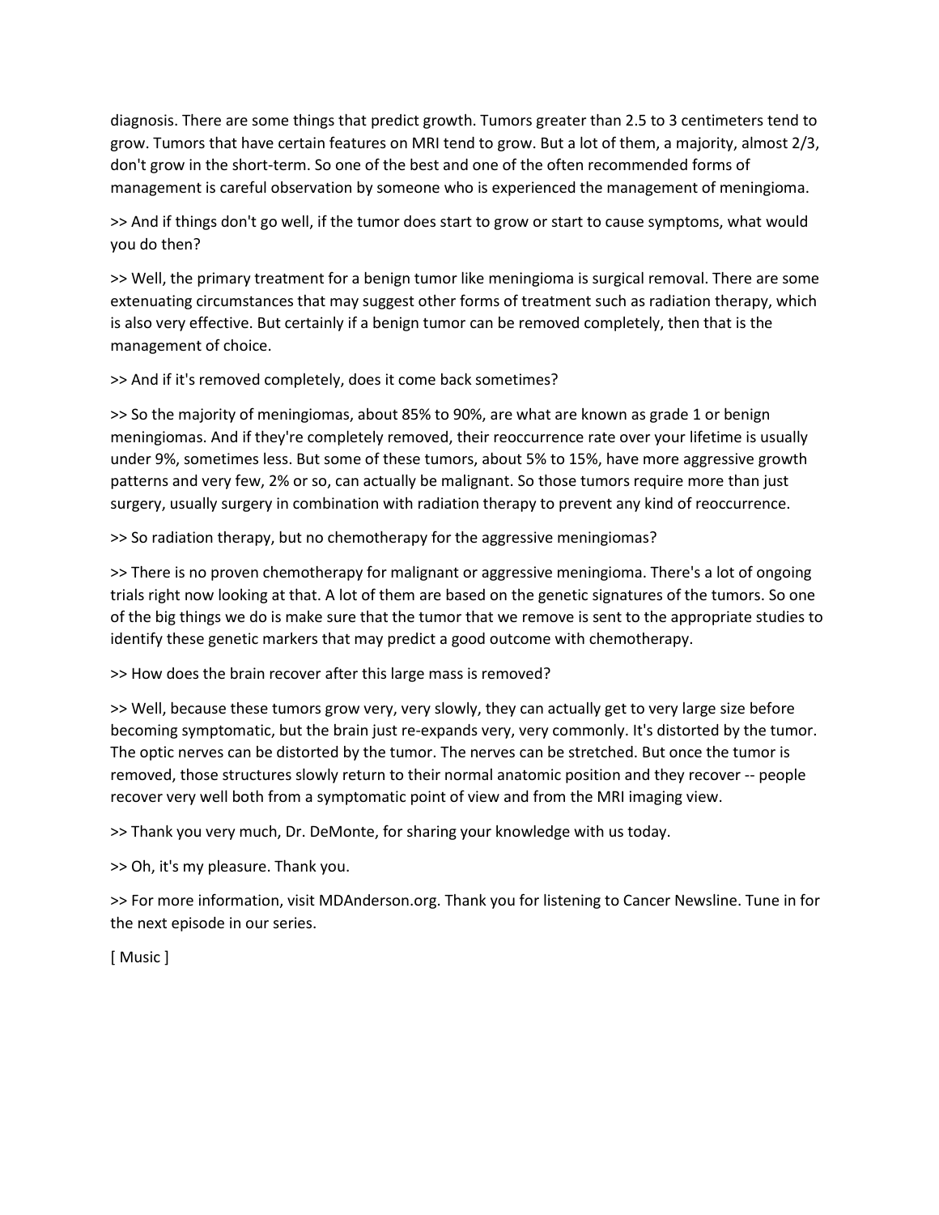diagnosis. There are some things that predict growth. Tumors greater than 2.5 to 3 centimeters tend to grow. Tumors that have certain features on MRI tend to grow. But a lot of them, a majority, almost 2/3, don't grow in the short-term. So one of the best and one of the often recommended forms of management is careful observation by someone who is experienced the management of meningioma.

>> And if things don't go well, if the tumor does start to grow or start to cause symptoms, what would you do then?

>> Well, the primary treatment for a benign tumor like meningioma is surgical removal. There are some extenuating circumstances that may suggest other forms of treatment such as radiation therapy, which is also very effective. But certainly if a benign tumor can be removed completely, then that is the management of choice.

>> And if it's removed completely, does it come back sometimes?

>> So the majority of meningiomas, about 85% to 90%, are what are known as grade 1 or benign meningiomas. And if they're completely removed, their reoccurrence rate over your lifetime is usually under 9%, sometimes less. But some of these tumors, about 5% to 15%, have more aggressive growth patterns and very few, 2% or so, can actually be malignant. So those tumors require more than just surgery, usually surgery in combination with radiation therapy to prevent any kind of reoccurrence.

>> So radiation therapy, but no chemotherapy for the aggressive meningiomas?

>> There is no proven chemotherapy for malignant or aggressive meningioma. There's a lot of ongoing trials right now looking at that. A lot of them are based on the genetic signatures of the tumors. So one of the big things we do is make sure that the tumor that we remove is sent to the appropriate studies to identify these genetic markers that may predict a good outcome with chemotherapy.

>> How does the brain recover after this large mass is removed?

>> Well, because these tumors grow very, very slowly, they can actually get to very large size before becoming symptomatic, but the brain just re-expands very, very commonly. It's distorted by the tumor. The optic nerves can be distorted by the tumor. The nerves can be stretched. But once the tumor is removed, those structures slowly return to their normal anatomic position and they recover -- people recover very well both from a symptomatic point of view and from the MRI imaging view.

>> Thank you very much, Dr. DeMonte, for sharing your knowledge with us today.

>> Oh, it's my pleasure. Thank you.

>> For more information, visit MDAnderson.org. Thank you for listening to Cancer Newsline. Tune in for the next episode in our series.

[ Music ]